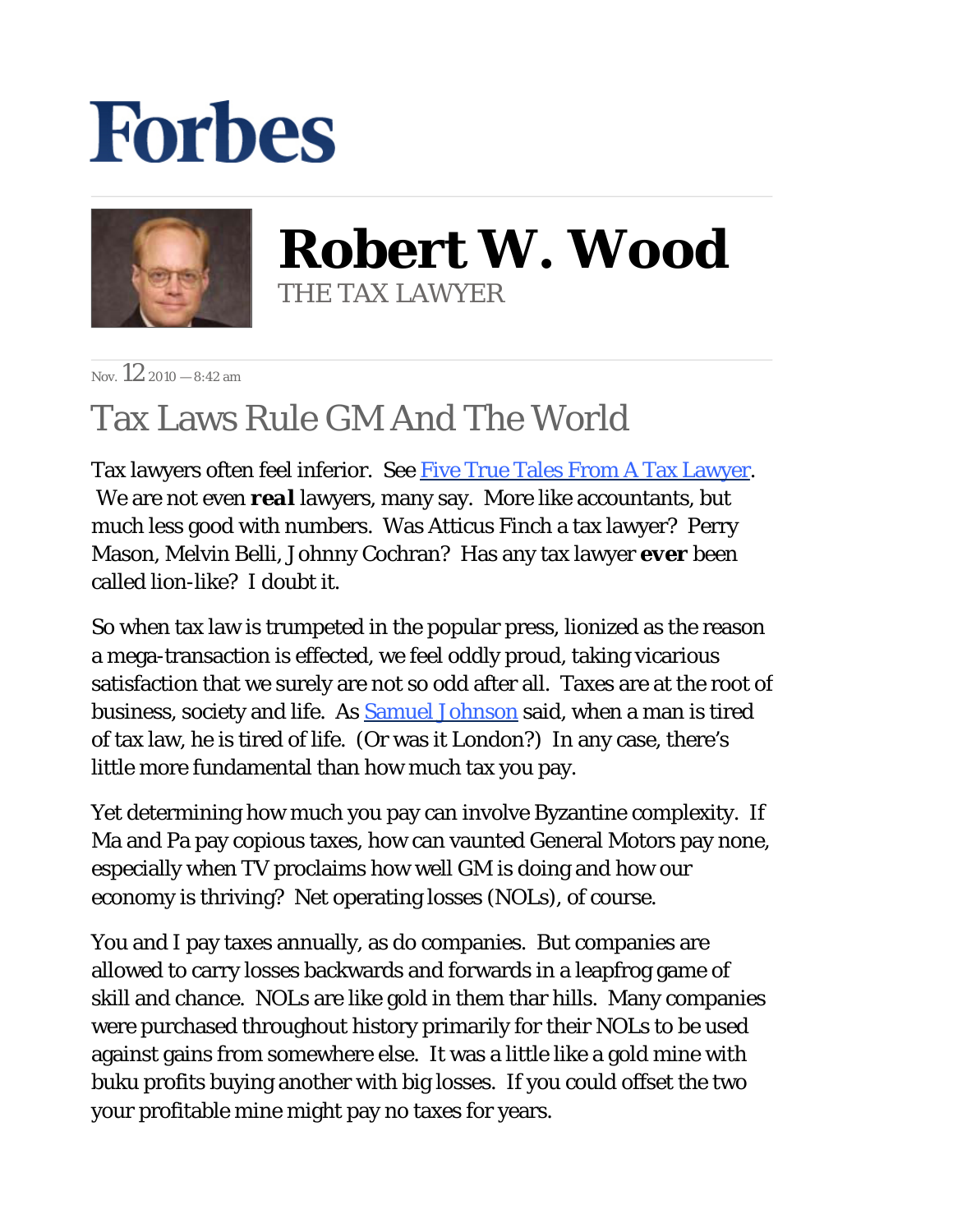# Forbes

## Robert W. Wood

THE TAX LAWYER

Nov. 12 2010 — 8:42 am

# Tax Laws Rule GM And The World

Tax lawyers often feel inferior. See [Five True Tales From A Tax Lawyer](). We are not even **real** lawyers, many say. More like accountants, but much less good with numbers. Was Atticus Finch a tax lawyer? Perry Mason, Melvin Belli, Johnny Cochran? Has any tax lawyer **ever** been called lion-like? I doubt it.

So when tax law is trumpeted in the popular press, lionized as the reason a mega-transaction is effected, we feel oddly proud, taking vicarious satisfaction that we surely are not so odd after all. Taxes are at the root of business, society and life. As [Samuel Johnson]() said, when a man is tired of tax law, he is tired of life. (Or was it London?) In any case, there's little more fundamental than how much tax you pay.

Yet determining how much you pay can involve Byzantine complexity. If Ma and Pa pay copious taxes, how can vaunted General Motors pay none, especially when TV proclaims how well GM is doing and how our economy is thriving? Net operating losses (NOLs), of course.

You and I pay taxes annually, as do companies. But companies are allowed to carry losses backwards and forwards in a leapfrog game of skill and chance. NOLs are like gold in them thar hills. Many companies were purchased throughout history primarily for their NOLs to be used against gains from somewhere else. It was a little like a gold mine with buku profits buying another with big losses. If you could offset the two your profitable mine might pay no taxes for years.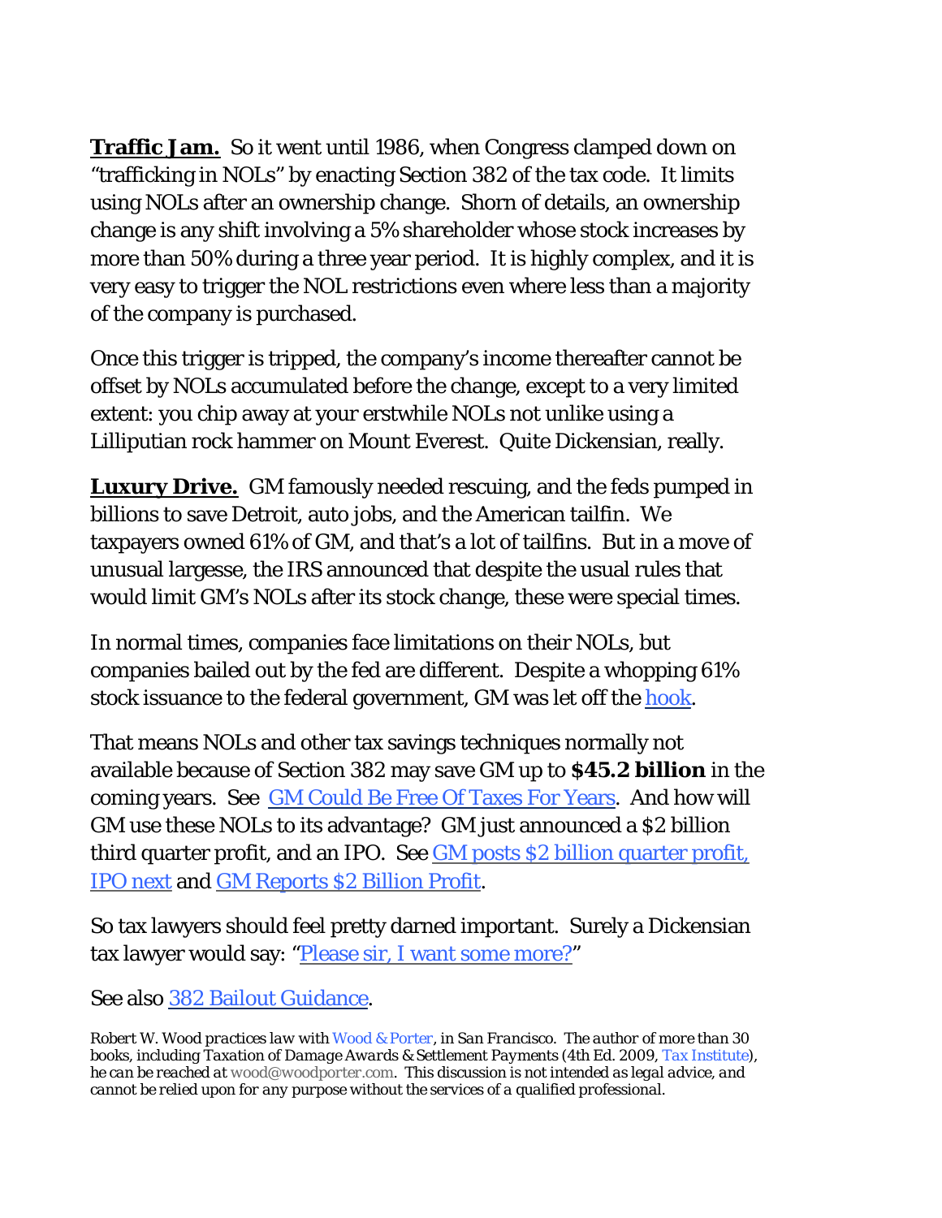**Traffic Jam.** So it went until 1986, when Congress clamped down on "trafficking in NOLs" by enacting Section 382 of the tax code. It limits using NOLs after an ownership change. Shorn of details, an ownership change is any shift involving a 5% shareholder whose stock increases by more than 50% during a three year period. It is highly complex, and it is very easy to trigger the NOL restrictions even where less than a majority of the company is purchased.

Once this trigger is tripped, the company's income thereafter cannot be offset by NOLs accumulated before the change, except to a very limited extent: you chip away at your erstwhile NOLs not unlike using a Lilliputian rock hammer on Mount Everest. Quite Dickensian, really.

**Luxury Drive.** GM famously needed rescuing, and the feds pumped in billions to save Detroit, auto jobs, and the American tailfin. We taxpayers owned 61% of GM, and that's a lot of tailfins. But in a move of unusual largesse, the IRS announced that despite the usual rules that would limit GM's NOLs after its stock change, these were special times.

In normal times, companies face limitations on their NOLs, but companies bailed out by the fed are different. Despite a whopping 61% stock issuance to the federal government, GM was let off the hook.

That means NOLs and other tax savings techniques normally not available because of Section 382 may save GM up to **$45.2 billion** in the coming years. See GM Could Be Free Of Taxes For Years. And how will GM use these NOLs to its advantage? GM just announced a $2 billion third quarter profit, and an IPO. See GM posts $2 billion quarter profit, IPO next and GM Reports $2 Billion Profit.

So tax lawyers should feel pretty darned important. Surely a Dickensian tax lawyer would say: "Please sir, I want some more?"

See also 382 Bailout Guidance.

*Robert W. Wood practices law with Wood & Porter, in San Francisco. The author of more than 30 books, including Taxation of Damage Awards & Settlement Payments (4th Ed. 2009, Tax Institute), he can be reached at wood@woodporter.com. This discussion is not intended as legal advice, and cannot be relied upon for any purpose without the services of a qualified professional.*